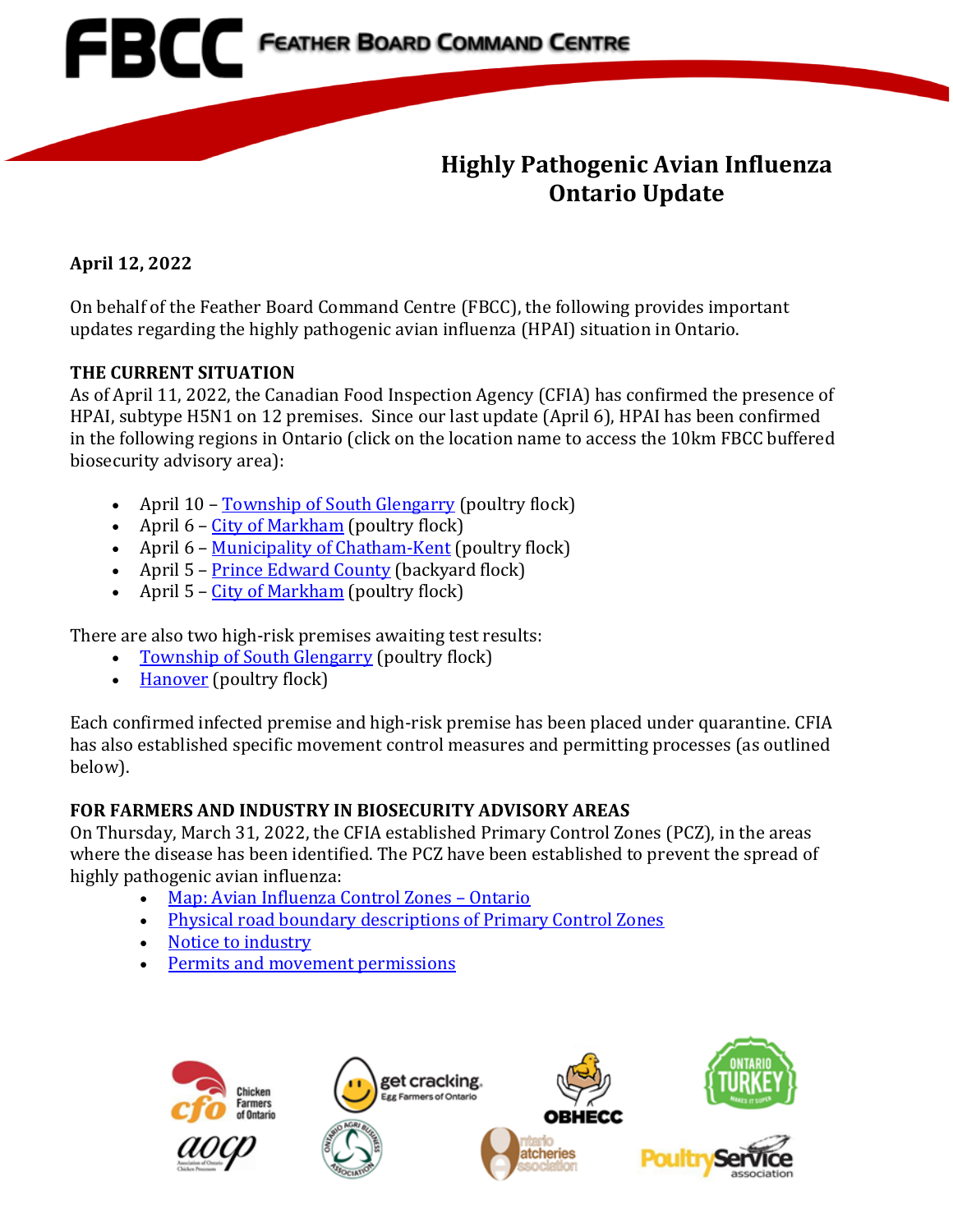# FBCC Feather Board Command Centre

## Highly Pathogenic Avian Influenza Ontario Update

**April 12, 2022**

On behalf of the Feather Board Command Centre (FBCC), the following provides important updates regarding the highly pathogenic avian influenza (HPAI) situation in Ontario.

**THE CURRENT SITUATION**

As of April 11, 2022, the Canadian Food Inspection Agency (CFIA) has confirmed the presence of HPAI, subtype H5N1 on 12 premises. Since our last update (April 6), HPAI has been confirmed in the following regions in Ontario (click on the location name to access the 10km FBCC buffered biosecurity advisory area):

- April 10 – Township of South Glengarry (poultry flock)
- April 6 – City of Markham (poultry flock)
- April 6 – Municipality of Chatham-Kent (poultry flock)
- April 5 – Prince Edward County (backyard flock)
- April 5 – City of Markham (poultry flock)

There are also two high-risk premises awaiting test results:

- Township of South Glengarry (poultry flock)
- Hanover (poultry flock)

Each confirmed infected premise and high-risk premise has been placed under quarantine. CFIA has also established specific movement control measures and permitting processes (as outlined below).

**FOR FARMERS AND INDUSTRY IN BIOSECURITY ADVISORY AREAS**

On Thursday, March 31, 2022, the CFIA established Primary Control Zones (PCZ), in the areas where the disease has been identified. The PCZ have been established to prevent the spread of highly pathogenic avian influenza:

- Map: Avian Influenza Control Zones – Ontario
- Physical road boundary descriptions of Primary Control Zones
- Notice to industry
- Permits and movement permissions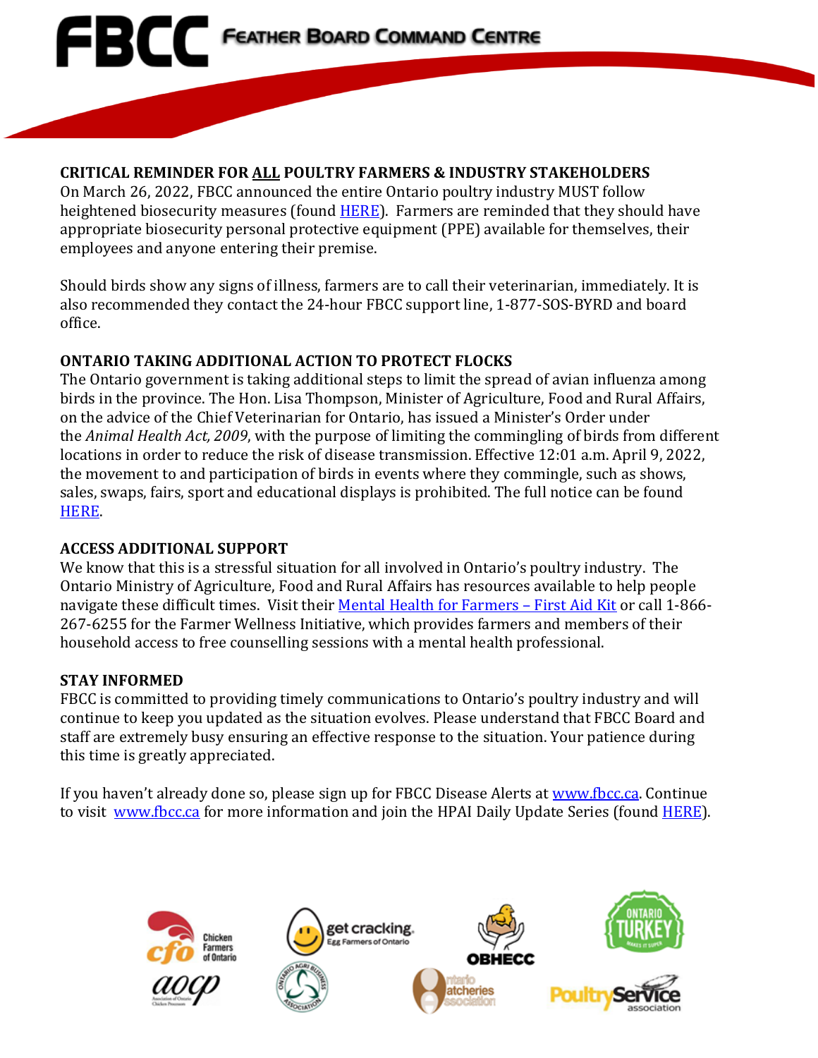**FBCC** FEATHER BOARD COMMAND CENTRE

**CRITICAL REMINDER FOR ALL POULTRY FARMERS & INDUSTRY STAKEHOLDERS**

On March 26, 2022, FBCC announced the entire Ontario poultry industry MUST follow heightened biosecurity measures (found HERE). Farmers are reminded that they should have appropriate biosecurity personal protective equipment (PPE) available for themselves, their employees and anyone entering their premise.

Should birds show any signs of illness, farmers are to call their veterinarian, immediately. It is also recommended they contact the 24-hour FBCC support line, 1-877-SOS-BYRD and board office.

**ONTARIO TAKING ADDITIONAL ACTION TO PROTECT FLOCKS**

The Ontario government is taking additional steps to limit the spread of avian influenza among birds in the province. The Hon. Lisa Thompson, Minister of Agriculture, Food and Rural Affairs, on the advice of the Chief Veterinarian for Ontario, has issued a Minister's Order under the *Animal Health Act, 2009*, with the purpose of limiting the commingling of birds from different locations in order to reduce the risk of disease transmission. Effective 12:01 a.m. April 9, 2022, the movement to and participation of birds in events where they commingle, such as shows, sales, swaps, fairs, sport and educational displays is prohibited. The full notice can be found HERE.

**ACCESS ADDITIONAL SUPPORT**

We know that this is a stressful situation for all involved in Ontario's poultry industry. The Ontario Ministry of Agriculture, Food and Rural Affairs has resources available to help people navigate these difficult times. Visit their Mental Health for Farmers – First Aid Kit or call 1-866-267-6255 for the Farmer Wellness Initiative, which provides farmers and members of their household access to free counselling sessions with a mental health professional.

**STAY INFORMED**

FBCC is committed to providing timely communications to Ontario's poultry industry and will continue to keep you updated as the situation evolves. Please understand that FBCC Board and staff are extremely busy ensuring an effective response to the situation. Your patience during this time is greatly appreciated.

If you haven't already done so, please sign up for FBCC Disease Alerts at www.fbcc.ca. Continue to visit www.fbcc.ca for more information and join the HPAI Daily Update Series (found HERE).